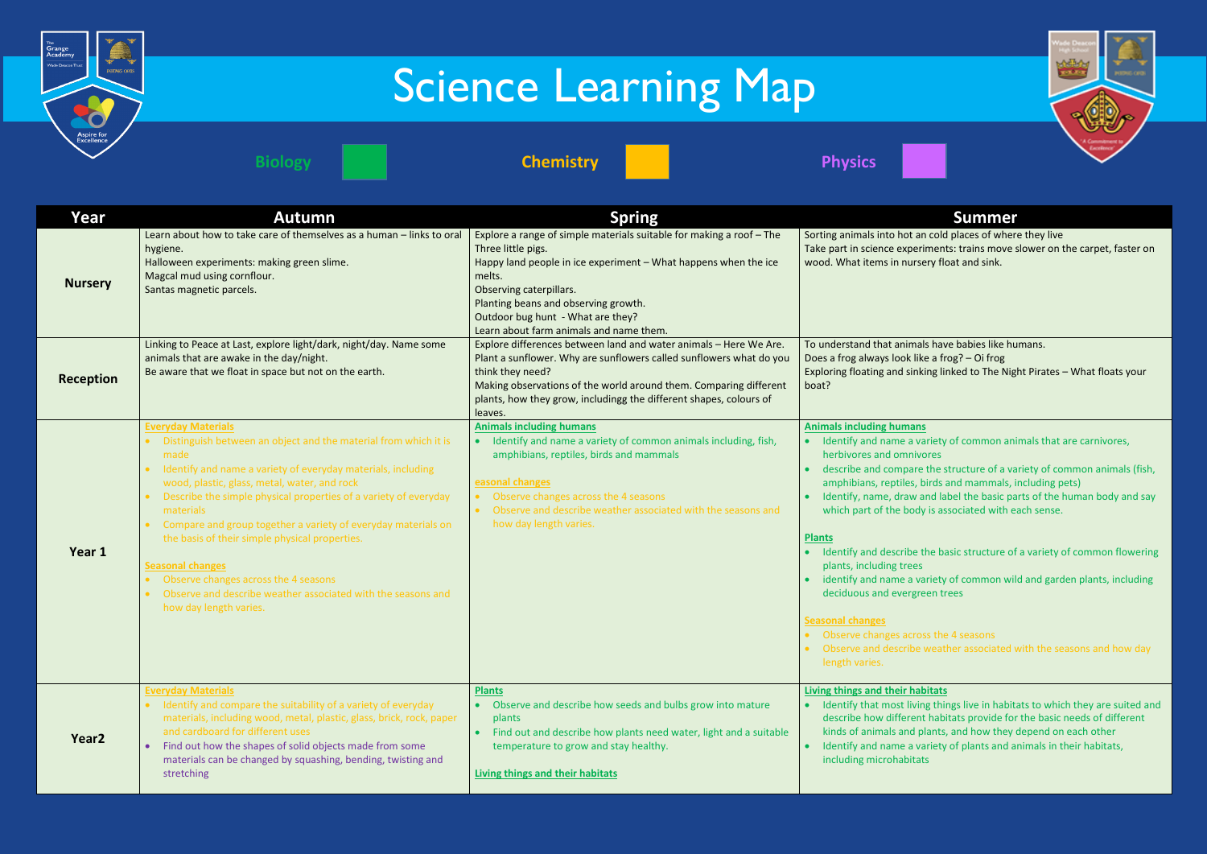# Science Learning Map

Biology | Chemistry | Physics

| Year | Autumn | Spring | Summer |
|---|---|---|---|
| **Nursery** | Learn about how to take care of themselves as a human – links to oral hygiene.<br>Halloween experiments: making green slime.<br>Magcal mud using cornflour.<br>Santas magnetic parcels. | Explore a range of simple materials suitable for making a roof – The Three little pigs.<br>Happy land people in ice experiment – What happens when the ice melts.<br>Observing caterpillars.<br>Planting beans and observing growth.<br>Outdoor bug hunt - What are they?<br>Learn about farm animals and name them. | Sorting animals into hot an cold places of where they live<br>Take part in science experiments: trains move slower on the carpet, faster on wood. What items in nursery float and sink. |
| **Reception** | Linking to Peace at Last, explore light/dark, night/day. Name some animals that are awake in the day/night.<br>Be aware that we float in space but not on the earth. | Explore differences between land and water animals – Here We Are.<br>Plant a sunflower. Why are sunflowers called sunflowers what do you think they need?<br>Making observations of the world around them. Comparing different plants, how they grow, includingg the different shapes, colours of leaves. | To understand that animals have babies like humans.<br>Does a frog always look like a frog? – Oi frog<br>Exploring floating and sinking linked to The Night Pirates – What floats your boat? |
| **Year 1** | **Everyday Materials**<br>• Distinguish between an object and the material from which it is made<br>• Identify and name a variety of everyday materials, including wood, plastic, glass, metal, water, and rock<br>• Describe the simple physical properties of a variety of everyday materials<br>• Compare and group together a variety of everyday materials on the basis of their simple physical properties.<br><br>**Seasonal changes**<br>• Observe changes across the 4 seasons<br>• Observe and describe weather associated with the seasons and how day length varies. | **Animals including humans**<br>• Identify and name a variety of common animals including, fish, amphibians, reptiles, birds and mammals<br><br>**easonal changes**<br>• Observe changes across the 4 seasons<br>• Observe and describe weather associated with the seasons and how day length varies. | **Animals including humans**<br>• Identify and name a variety of common animals that are carnivores, herbivores and omnivores<br>• describe and compare the structure of a variety of common animals (fish, amphibians, reptiles, birds and mammals, including pets)<br>• Identify, name, draw and label the basic parts of the human body and say which part of the body is associated with each sense.<br><br>**Plants**<br>• Identify and describe the basic structure of a variety of common flowering plants, including trees<br>• identify and name a variety of common wild and garden plants, including deciduous and evergreen trees<br><br>**Seasonal changes**<br>• Observe changes across the 4 seasons<br>• Observe and describe weather associated with the seasons and how day length varies. |
| **Year2** | **Everyday Materials**<br>• Identify and compare the suitability of a variety of everyday materials, including wood, metal, plastic, glass, brick, rock, paper and cardboard for different uses<br>• Find out how the shapes of solid objects made from some materials can be changed by squashing, bending, twisting and stretching | **Plants**<br>• Observe and describe how seeds and bulbs grow into mature plants<br>• Find out and describe how plants need water, light and a suitable temperature to grow and stay healthy.<br><br>**Living things and their habitats** | **Living things and their habitats**<br>• Identify that most living things live in habitats to which they are suited and describe how different habitats provide for the basic needs of different kinds of animals and plants, and how they depend on each other<br>• Identify and name a variety of plants and animals in their habitats, including microhabitats |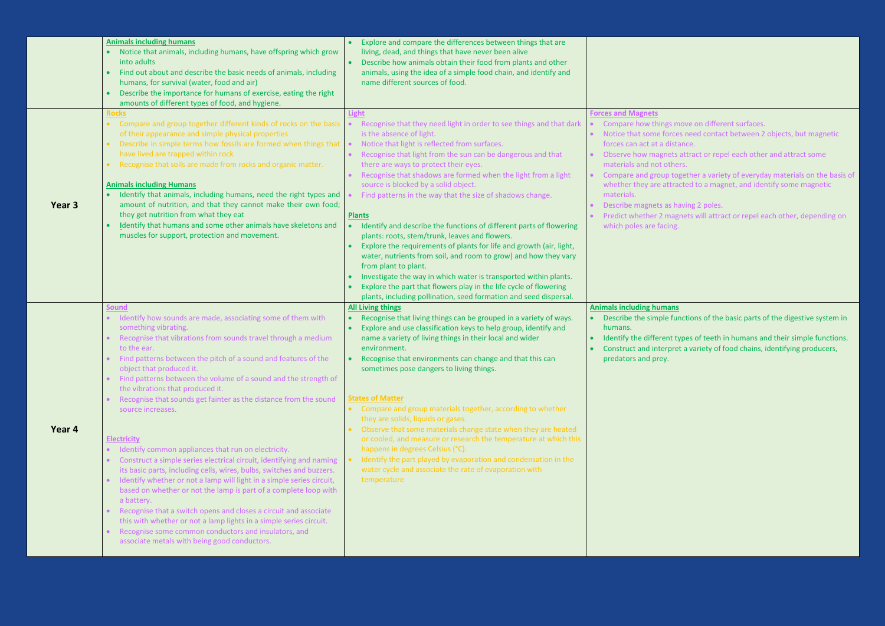| | | | |
|---|---|---|---|
| | **Animals including humans**<br>• Notice that animals, including humans, have offspring which grow into adults<br>• Find out about and describe the basic needs of animals, including humans, for survival (water, food and air)<br>• Describe the importance for humans of exercise, eating the right amounts of different types of food, and hygiene. | • Explore and compare the differences between things that are living, dead, and things that have never been alive<br>• Describe how animals obtain their food from plants and other animals, using the idea of a simple food chain, and identify and name different sources of food. | |
| **Year 3** | **Rocks**<br>• Compare and group together different kinds of rocks on the basis of their appearance and simple physical properties<br>• Describe in simple terms how fossils are formed when things that have lived are trapped within rock<br>• Recognise that soils are made from rocks and organic matter.<br><br>**Animals including Humans**<br>• Identify that animals, including humans, need the right types and amount of nutrition, and that they cannot make their own food; they get nutrition from what they eat<br>• Identify that humans and some other animals have skeletons and muscles for support, protection and movement. | **Light**<br>• Recognise that they need light in order to see things and that dark is the absence of light.<br>• Notice that light is reflected from surfaces.<br>• Recognise that light from the sun can be dangerous and that there are ways to protect their eyes.<br>• Recognise that shadows are formed when the light from a light source is blocked by a solid object.<br>• Find patterns in the way that the size of shadows change.<br><br>**Plants**<br>• Identify and describe the functions of different parts of flowering plants: roots, stem/trunk, leaves and flowers.<br>• Explore the requirements of plants for life and growth (air, light, water, nutrients from soil, and room to grow) and how they vary from plant to plant.<br>• Investigate the way in which water is transported within plants.<br>• Explore the part that flowers play in the life cycle of flowering plants, including pollination, seed formation and seed dispersal. | **Forces and Magnets**<br>• Compare how things move on different surfaces.<br>• Notice that some forces need contact between 2 objects, but magnetic forces can act at a distance.<br>• Observe how magnets attract or repel each other and attract some materials and not others.<br>• Compare and group together a variety of everyday materials on the basis of whether they are attracted to a magnet, and identify some magnetic materials.<br>• Describe magnets as having 2 poles.<br>• Predict whether 2 magnets will attract or repel each other, depending on which poles are facing. |
| **Year 4** | **Sound**<br>• Identify how sounds are made, associating some of them with something vibrating.<br>• Recognise that vibrations from sounds travel through a medium to the ear.<br>• Find patterns between the pitch of a sound and features of the object that produced it.<br>• Find patterns between the volume of a sound and the strength of the vibrations that produced it.<br>• Recognise that sounds get fainter as the distance from the sound source increases.<br><br>**Electricity**<br>• Identify common appliances that run on electricity.<br>• Construct a simple series electrical circuit, identifying and naming its basic parts, including cells, wires, bulbs, switches and buzzers.<br>• Identify whether or not a lamp will light in a simple series circuit, based on whether or not the lamp is part of a complete loop with a battery.<br>• Recognise that a switch opens and closes a circuit and associate this with whether or not a lamp lights in a simple series circuit.<br>• Recognise some common conductors and insulators, and associate metals with being good conductors. | **All Living things**<br>• Recognise that living things can be grouped in a variety of ways.<br>• Explore and use classification keys to help group, identify and name a variety of living things in their local and wider environment.<br>• Recognise that environments can change and that this can sometimes pose dangers to living things.<br><br>**States of Matter**<br>• Compare and group materials together, according to whether they are solids, liquids or gases.<br>• Observe that some materials change state when they are heated or cooled, and measure or research the temperature at which this happens in degrees Celsius (°C).<br>• Identify the part played by evaporation and condensation in the water cycle and associate the rate of evaporation with temperature | **Animals including humans**<br>• Describe the simple functions of the basic parts of the digestive system in humans.<br>• Identify the different types of teeth in humans and their simple functions.<br>• Construct and interpret a variety of food chains, identifying producers, predators and prey. |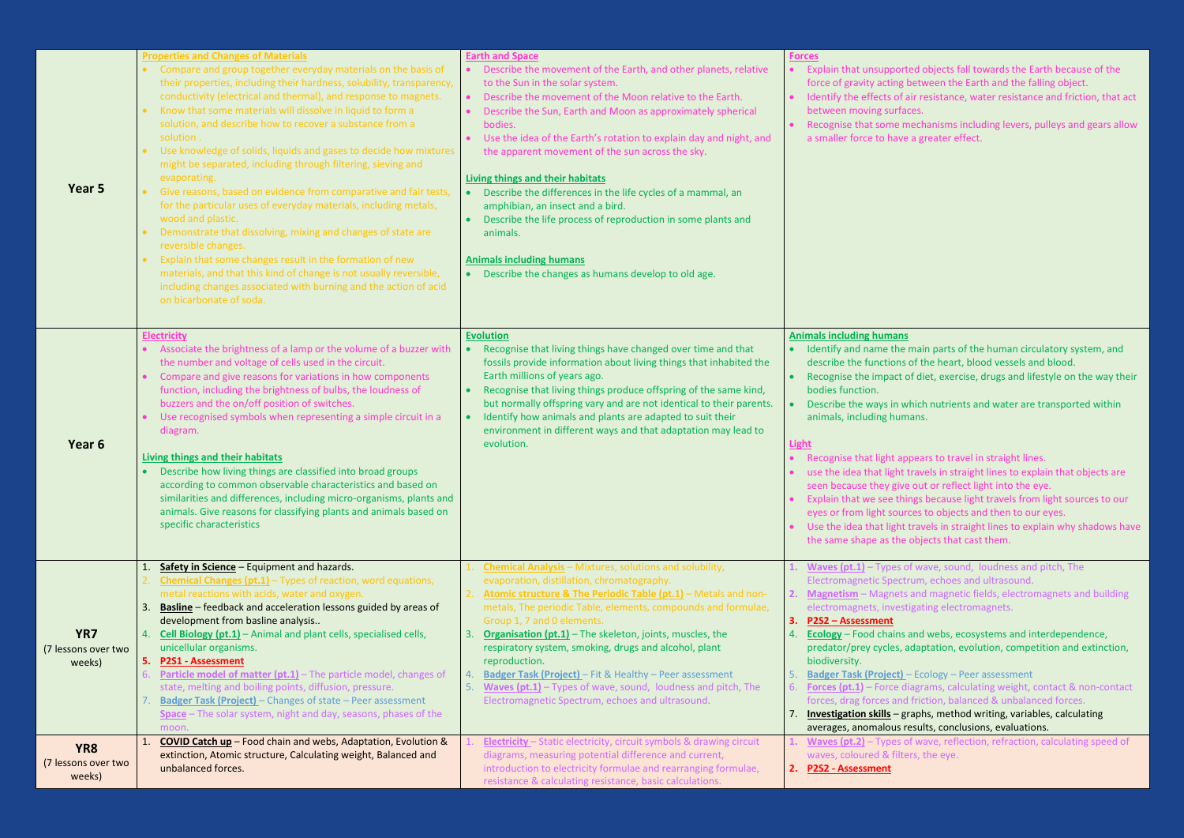| | | | |
|---|---|---|---|
| **Year 5** | **Properties and Changes of Materials**<br>• Compare and group together everyday materials on the basis of their properties, including their hardness, solubility, transparency, conductivity (electrical and thermal), and response to magnets.<br>• Know that some materials will dissolve in liquid to form a solution, and describe how to recover a substance from a solution .<br>• Use knowledge of solids, liquids and gases to decide how mixtures might be separated, including through filtering, sieving and evaporating.<br>• Give reasons, based on evidence from comparative and fair tests, for the particular uses of everyday materials, including metals, wood and plastic.<br>• Demonstrate that dissolving, mixing and changes of state are reversible changes.<br>• Explain that some changes result in the formation of new materials, and that this kind of change is not usually reversible, including changes associated with burning and the action of acid on bicarbonate of soda. | **Earth and Space**<br>• Describe the movement of the Earth, and other planets, relative to the Sun in the solar system.<br>• Describe the movement of the Moon relative to the Earth.<br>• Describe the Sun, Earth and Moon as approximately spherical bodies.<br>• Use the idea of the Earth's rotation to explain day and night, and the apparent movement of the sun across the sky.<br><br>**Living things and their habitats**<br>• Describe the differences in the life cycles of a mammal, an amphibian, an insect and a bird.<br>• Describe the life process of reproduction in some plants and animals.<br><br>**Animals including humans**<br>• Describe the changes as humans develop to old age. | **Forces**<br>• Explain that unsupported objects fall towards the Earth because of the force of gravity acting between the Earth and the falling object.<br>• Identify the effects of air resistance, water resistance and friction, that act between moving surfaces.<br>• Recognise that some mechanisms including levers, pulleys and gears allow a smaller force to have a greater effect. |
| **Year 6** | **Electricity**<br>• Associate the brightness of a lamp or the volume of a buzzer with the number and voltage of cells used in the circuit.<br>• Compare and give reasons for variations in how components function, including the brightness of bulbs, the loudness of buzzers and the on/off position of switches.<br>• Use recognised symbols when representing a simple circuit in a diagram.<br><br>**Living things and their habitats**<br>• Describe how living things are classified into broad groups according to common observable characteristics and based on similarities and differences, including micro-organisms, plants and animals. Give reasons for classifying plants and animals based on specific characteristics | **Evolution**<br>• Recognise that living things have changed over time and that fossils provide information about living things that inhabited the Earth millions of years ago.<br>• Recognise that living things produce offspring of the same kind, but normally offspring vary and are not identical to their parents.<br>• Identify how animals and plants are adapted to suit their environment in different ways and that adaptation may lead to evolution. | **Animals including humans**<br>• Identify and name the main parts of the human circulatory system, and describe the functions of the heart, blood vessels and blood.<br>• Recognise the impact of diet, exercise, drugs and lifestyle on the way their bodies function.<br>• Describe the ways in which nutrients and water are transported within animals, including humans.<br><br>**Light**<br>• Recognise that light appears to travel in straight lines.<br>• use the idea that light travels in straight lines to explain that objects are seen because they give out or reflect light into the eye.<br>• Explain that we see things because light travels from light sources to our eyes or from light sources to objects and then to our eyes.<br>• Use the idea that light travels in straight lines to explain why shadows have the same shape as the objects that cast them. |
| **YR7**<br>(7 lessons over two weeks) | 1. **Safety in Science** – Equipment and hazards.<br>2. **Chemical Changes (pt.1)** – Types of reaction, word equations, metal reactions with acids, water and oxygen.<br>3. **Basline** – feedback and acceleration lessons guided by areas of development from basline analysis..<br>4. **Cell Biology (pt.1)** – Animal and plant cells, specialised cells, unicellular organisms.<br>5. **P2S1 - Assessment**<br>6. **Particle model of matter (pt.1)** – The particle model, changes of state, melting and boiling points, diffusion, pressure.<br>7. **Badger Task (Project)** – Changes of state – Peer assessment<br>**Space** – The solar system, night and day, seasons, phases of the moon. | 1. **Chemical Analysis** – Mixtures, solutions and solubility, evaporation, distillation, chromatography.<br>2. **Atomic structure & The Periodic Table (pt.1)** – Metals and non-metals, The periodic Table, elements, compounds and formulae, Group 1, 7 and 0 elements.<br>3. **Organisation (pt.1)** – The skeleton, joints, muscles, the respiratory system, smoking, drugs and alcohol, plant reproduction.<br>4. **Badger Task (Project)** – Fit & Healthy – Peer assessment<br>5. **Waves (pt.1)** – Types of wave, sound, loudness and pitch, The Electromagnetic Spectrum, echoes and ultrasound. | 1. **Waves (pt.1)** – Types of wave, sound, loudness and pitch, The Electromagnetic Spectrum, echoes and ultrasound.<br>2. **Magnetism** – Magnets and magnetic fields, electromagnets and building electromagnets, investigating electromagnets.<br>3. **P2S2 – Assessment**<br>4. **Ecology** – Food chains and webs, ecosystems and interdependence, predator/prey cycles, adaptation, evolution, competition and extinction, biodiversity.<br>5. **Badger Task (Project)** – Ecology – Peer assessment<br>6. **Forces (pt.1)** – Force diagrams, calculating weight, contact & non-contact forces, drag forces and friction, balanced & unbalanced forces.<br>7. **Investigation skills** – graphs, method writing, variables, calculating averages, anomalous results, conclusions, evaluations. |
| **YR8**<br>(7 lessons over two weeks) | 1. **COVID Catch up** – Food chain and webs, Adaptation, Evolution & extinction, Atomic structure, Calculating weight, Balanced and unbalanced forces. | 1. **Electricity** – Static electricity, circuit symbols & drawing circuit diagrams, measuring potential difference and current, introduction to electricity formulae and rearranging formulae, resistance & calculating resistance, basic calculations. | 1. **Waves (pt.2)** – Types of wave, reflection, refraction, calculating speed of waves, coloured & filters, the eye.<br>2. **P2S2 - Assessment** |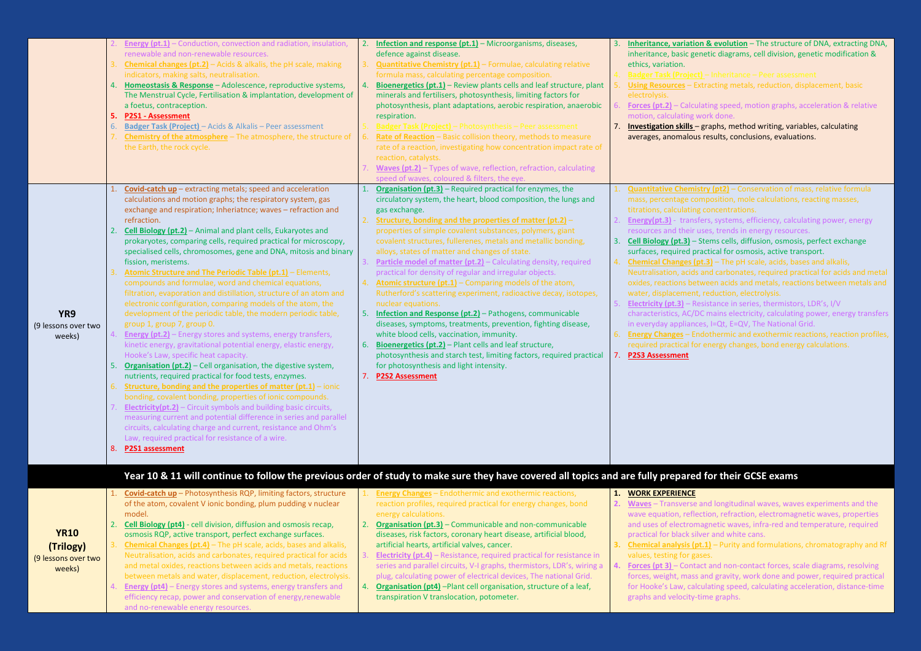| | | | |
|---|---|---|---|
| | 2. **Energy (pt.1)** – Conduction, convection and radiation, insulation, renewable and non-renewable resources.<br>3. **Chemical changes (pt.2)** – Acids & alkalis, the pH scale, making indicators, making salts, neutralisation.<br>4. **Homeostasis & Response** – Adolescence, reproductive systems, The Menstrual Cycle, Fertilisation & implantation, development of a foetus, contraception.<br>5. **P2S1 - Assessment**<br>6. **Badger Task (Project)** – Acids & Alkalis – Peer assessment<br>7. **Chemistry of the atmosphere** – The atmosphere, the structure of the Earth, the rock cycle. | 2. **Infection and response (pt.1)** – Microorganisms, diseases, defence against disease.<br>3. **Quantitative Chemistry (pt.1)** – Formulae, calculating relative formula mass, calculating percentage composition.<br>4. **Bioenergetics (pt.1)** – Review plants cells and leaf structure, plant minerals and fertilisers, photosynthesis, limiting factors for photosynthesis, plant adaptations, aerobic respiration, anaerobic respiration.<br>5. **Badger Task (Project)** – Photosynthesis – Peer assessment<br>6. **Rate of Reaction** – Basic collision theory, methods to measure rate of a reaction, investigating how concentration impact rate of reaction, catalysts.<br>7. **Waves (pt.2)** – Types of wave, reflection, refraction, calculating speed of waves, coloured & filters, the eye. | 3. **Inheritance, variation & evolution** – The structure of DNA, extracting DNA, inheritance, basic genetic diagrams, cell division, genetic modification & ethics, variation.<br>4. **Badger Task (Project)** – Inheritance – Peer assessment<br>5. **Using Resources** – Extracting metals, reduction, displacement, basic electrolysis.<br>6. **Forces (pt.2)** – Calculating speed, motion graphs, acceleration & relative motion, calculating work done.<br>7. **Investigation skills** – graphs, method writing, variables, calculating averages, anomalous results, conclusions, evaluations. |
| **YR9**<br>(9 lessons over two weeks) | 1. **Covid-catch up** – extracting metals; speed and acceleration calculations and motion graphs; the respiratory system, gas exchange and respiration; Inheriatnce; waves – refraction and refraction.<br>2. **Cell Biology (pt.2)** – Animal and plant cells, Eukaryotes and prokaryotes, comparing cells, required practical for microscopy, specialised cells, chromosomes, gene and DNA, mitosis and binary fission, meristems.<br>3. **Atomic Structure and The Periodic Table (pt.1)** – Elements, compounds and formulae, word and chemical equations, filtration, evaporation and distillation, structure of an atom and electronic configuration, comparing models of the atom, the development of the periodic table, the modern periodic table, group 1, group 7, group 0.<br>4. **Energy (pt.2)** – Energy stores and systems, energy transfers, kinetic energy, gravitational potential energy, elastic energy, Hooke's Law, specific heat capacity.<br>5. **Organisation (pt.2)** – Cell organisation, the digestive system, nutrients, required practical for food tests, enzymes.<br>6. **Structure, bonding and the properties of matter (pt.1)** – ionic bonding, covalent bonding, properties of ionic compounds.<br>7. **Electricity(pt.2)** – Circuit symbols and building basic circuits, measuring current and potential difference in series and parallel circuits, calculating charge and current, resistance and Ohm's Law, required practical for resistance of a wire.<br>8. **P2S1 assessment** | 1. **Organisation (pt.3)** – Required practical for enzymes, the circulatory system, the heart, blood composition, the lungs and gas exchange.<br>2. **Structure, bonding and the properties of matter (pt.2)** – properties of simple covalent substances, polymers, giant covalent structures, fullerenes, metals and metallic bonding, alloys, states of matter and changes of state.<br>3. **Particle model of matter (pt.2)** – Calculating density, required practical for density of regular and irregular objects.<br>4. **Atomic structure (pt.1)** – Comparing models of the atom, Rutherford's scattering experiment, radioactive decay, isotopes, nuclear equations.<br>5. **Infection and Response (pt.2)** – Pathogens, communicable diseases, symptoms, treatments, prevention, fighting disease, white blood cells, vaccination, immunity.<br>6. **Bioenergetics (pt.2)** – Plant cells and leaf structure, photosynthesis and starch test, limiting factors, required practical for photosynthesis and light intensity.<br>7. **P2S2 Assessment** | 1. **Quantitative Chemistry (pt2)** – Conservation of mass, relative formula mass, percentage composition, mole calculations, reacting masses, titrations, calculating concentrations.<br>2. **Energy(pt.3)** - transfers, systems, efficiency, calculating power, energy resources and their uses, trends in energy resources.<br>3. **Cell Biology (pt.3)** – Stems cells, diffusion, osmosis, perfect exchange surfaces, required practical for osmosis, active transport.<br>4. **Chemical Changes (pt.3)** – The pH scale, acids, bases and alkalis, Neutralisation, acids and carbonates, required practical for acids and metal oxides, reactions between acids and metals, reactions between metals and water, displacement, reduction, electrolysis.<br>5. **Electricity (pt.3)** – Resistance in series, thermistors, LDR's, I/V characteristics, AC/DC mains electricity, calculating power, energy transfers in everyday appliances, I=Qt, E=QV, The National Grid.<br>6. **Energy Changes** – Endothermic and exothermic reactions, reaction profiles, required practical for energy changes, bond energy calculations.<br>7. **P2S3 Assessment** |
| **Year 10 & 11 will continue to follow the previous order of study to make sure they have covered all topics and are fully prepared for their GCSE exams** | | | |
| **YR10 (Trilogy)**<br>(9 lessons over two weeks) | 1. **Covid-catch up** – Photosynthesis RQP, limiting factors, structure of the atom, covalent V ionic bonding, plum pudding v nuclear model.<br>2. **Cell Biology (pt4)** - cell division, diffusion and osmosis recap, osmosis RQP, active transport, perfect exchange surfaces.<br>3. **Chemical Changes (pt.4)** – The pH scale, acids, bases and alkalis, Neutralisation, acids and carbonates, required practical for acids and metal oxides, reactions between acids and metals, reactions between metals and water, displacement, reduction, electrolysis.<br>4. **Energy (pt4)** – Energy stores and systems, energy transfers and efficiency recap, power and conservation of energy,renewable and no-renewable energy resources. | 1. **Energy Changes** – Endothermic and exothermic reactions, reaction profiles, required practical for energy changes, bond energy calculations.<br>2. **Organisation (pt.3)** – Communicable and non-communicable diseases, risk factors, coronary heart disease, artificial blood, artificial hearts, artificial valves, cancer.<br>3. **Electricity (pt.4)** – Resistance, required practical for resistance in series and parallel circuits, V-I graphs, thermistors, LDR's, wiring a plug, calculating power of electrical devices, The national Grid.<br>4. **Organisation (pt4)** –Plant cell organisation, structure of a leaf, transpiration V translocation, potometer. | 1. **WORK EXPERIENCE**<br>2. **Waves** – Transverse and longitudinal waves, waves experiments and the wave equation, reflection, refraction, electromagnetic waves, properties and uses of electromagnetic waves, infra-red and temperature, required practical for black silver and white cans.<br>3. **Chemical analysis (pt.1)** – Purity and formulations, chromatography and Rf values, testing for gases.<br>4. **Forces (pt 3)** – Contact and non-contact forces, scale diagrams, resolving forces, weight, mass and gravity, work done and power, required practical for Hooke's Law, calculating speed, calculating acceleration, distance-time graphs and velocity-time graphs. |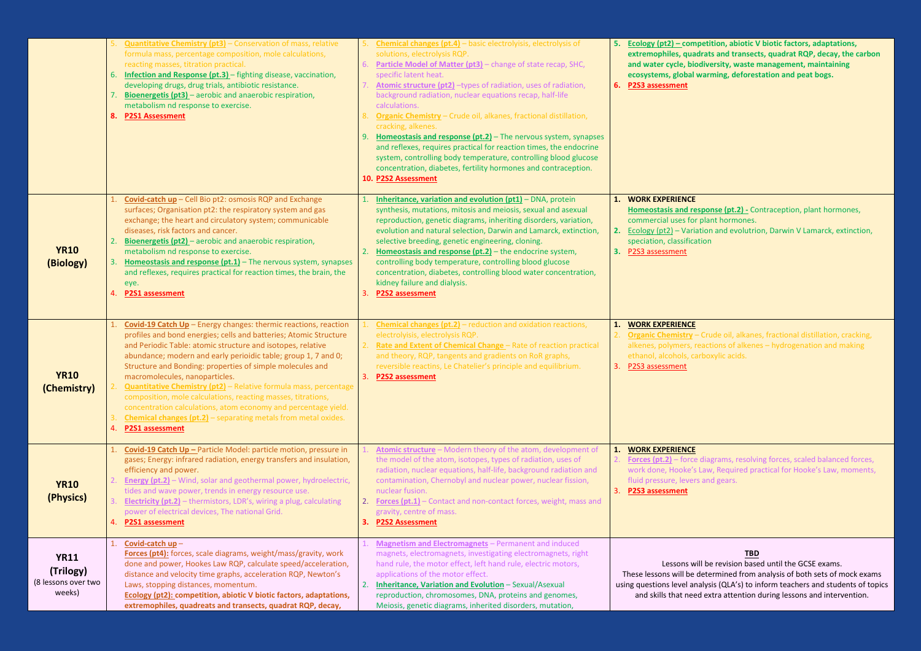| | | | |
|---|---|---|---|
| | 5. **Quantitative Chemistry (pt3)** – Conservation of mass, relative formula mass, percentage composition, mole calculations, reacting masses, titration practical.<br>6. **Infection and Response (pt.3)** – fighting disease, vaccination, developing drugs, drug trials, antibiotic resistance.<br>7. **Bioenergetis (pt3)** – aerobic and anaerobic respiration, metabolism nd response to exercise.<br>8. **P2S1 Assessment** | 5. **Chemical changes (pt.4)** – basic electrolyisis, electrolysis of solutions, electrolysis RQP.<br>6. **Particle Model of Matter (pt3)** – change of state recap, SHC, specific latent heat.<br>7. **Atomic structure (pt2)** –types of radiation, uses of radiation, background radiation, nuclear equations recap, half-life calculations.<br>8. **Organic Chemistry** – Crude oil, alkanes, fractional distillation, cracking, alkenes.<br>9. **Homeostasis and response (pt.2)** – The nervous system, synapses and reflexes, requires practical for reaction times, the endocrine system, controlling body temperature, controlling blood glucose concentration, diabetes, fertility hormones and contraception.<br>10. **P2S2 Assessment** | 5. **Ecology (pt2) – competition, abiotic V biotic factors, adaptations, extremophiles, quadrats and transects, quadrat RQP, decay, the carbon and water cycle, biodiversity, waste management, maintaining ecosystems, global warming, deforestation and peat bogs.**<br>6. **P2S3 assessment** |
| **YR10 (Biology)** | 1. **Covid-catch up** – Cell Bio pt2: osmosis RQP and Exchange surfaces; Organisation pt2: the respiratory system and gas exchange; the heart and circulatory system; communicable diseases, risk factors and cancer.<br>2. **Bioenergetis (pt2)** – aerobic and anaerobic respiration, metabolism nd response to exercise.<br>3. **Homeostasis and response (pt.1)** – The nervous system, synapses and reflexes, requires practical for reaction times, the brain, the eye.<br>4. **P2S1 assessment** | 1. **Inheritance, variation and evolution (pt1)** – DNA, protein synthesis, mutations, mitosis and meiosis, sexual and asexual reproduction, genetic diagrams, inheriting disorders, variation, evolution and natural selection, Darwin and Lamarck, extinction, selective breeding, genetic engineering, cloning.<br>2. **Homeostasis and response (pt.2)** – the endocrine system, controlling body temperature, controlling blood glucose concentration, diabetes, controlling blood water concentration, kidney failure and dialysis.<br>3. **P2S2 assessment** | 1. **WORK EXPERIENCE**<br>**Homeostasis and response (pt.2) -** Contraception, plant hormones, commercial uses for plant hormones.<br>2. Ecology (pt2) – Variation and evolutrion, Darwin V Lamarck, extinction, speciation, classification<br>3. P2S3 assessment |
| **YR10 (Chemistry)** | 1. **Covid-19 Catch Up** – Energy changes: thermic reactions, reaction profiles and bond energies; cells and batteries; Atomic Structure and Periodic Table: atomic structure and isotopes, relative abundance; modern and early perioidic table; group 1, 7 and 0; Structure and Bonding: properties of simple molecules and macromolecules, nanoparticles.<br>2. **Quantitative Chemistry (pt2)** – Relative formula mass, percentage composition, mole calculations, reacting masses, titrations, concentration calculations, atom economy and percentage yield.<br>3. **Chemical changes (pt.2)** – separating metals from metal oxides.<br>4. **P2S1 assessment** | 1. **Chemical changes (pt.2)** – reduction and oxidation reactions, electrolyisis, electrolysis RQP.<br>2. **Rate and Extent of Chemical Change** – Rate of reaction practical and theory, RQP, tangents and gradients on RoR graphs, reversible reactins, Le Chatelier's principle and equilibrium.<br>3. **P2S2 assessment** | 1. **WORK EXPERIENCE**<br>2. **Organic Chemistry** – Crude oil, alkanes, fractional distillation, cracking, alkenes, polymers, reactions of alkenes – hydrogenation and making ethanol, alcohols, carboxylic acids.<br>3. P2S3 assessment |
| **YR10 (Physics)** | 1. **Covid-19 Catch Up –** Particle Model: particle motion, pressure in gases; Energy: infrared radiation, energy transfers and insulation, efficiency and power.<br>2. **Energy (pt.2)** – Wind, solar and geothermal power, hydroelectric, tides and wave power, trends in energy resource use.<br>3. **Electricity (pt.2)** – thermistors, LDR's, wiring a plug, calculating power of electrical devices, The national Grid.<br>4. **P2S1 assessment** | 1. **Atomic structure** – Modern theory of the atom, development of the model of the atom, isotopes, types of radiation, uses of radiation, nuclear equations, half-life, background radiation and contamination, Chernobyl and nuclear power, nuclear fission, nuclear fusion.<br>2. **Forces (pt.1)** – Contact and non-contact forces, weight, mass and gravity, centre of mass.<br>3. **P2S2 Assessment** | 1. **WORK EXPERIENCE**<br>2. **Forces (pt.2)** – force diagrams, resolving forces, scaled balanced forces, work done, Hooke's Law, Required practical for Hooke's Law, moments, fluid pressure, levers and gears.<br>3. **P2S3 assessment** |
| **YR11 (Trilogy)** (8 lessons over two weeks) | 1. **Covid-catch up** –<br>**Forces (pt4):** forces, scale diagrams, weight/mass/gravity, work done and power, Hookes Law RQP, calculate speed/acceleration, distance and velocity time graphs, acceleration RQP, Newton's Laws, stopping distances, momentum.<br>**Ecology (pt2): competition, abiotic V biotic factors, adaptations, extremophiles, quadreats and transects, quadrat RQP, decay,** | 1. **Magnetism and Electromagnets** – Permanent and induced magnets, electromagnets, investigating electromagnets, right hand rule, the motor effect, left hand rule, electric motors, applications of the motor effect.<br>2. **Inheritance, Variation and Evolution** – Sexual/Asexual reproduction, chromosomes, DNA, proteins and genomes, Meiosis, genetic diagrams, inherited disorders, mutation, | **TBD**<br>Lessons will be revision based until the GCSE exams. These lessons will be determined from analysis of both sets of mock exams using questions level analysis (QLA's) to inform teachers and students of topics and skills that need extra attention during lessons and intervention. |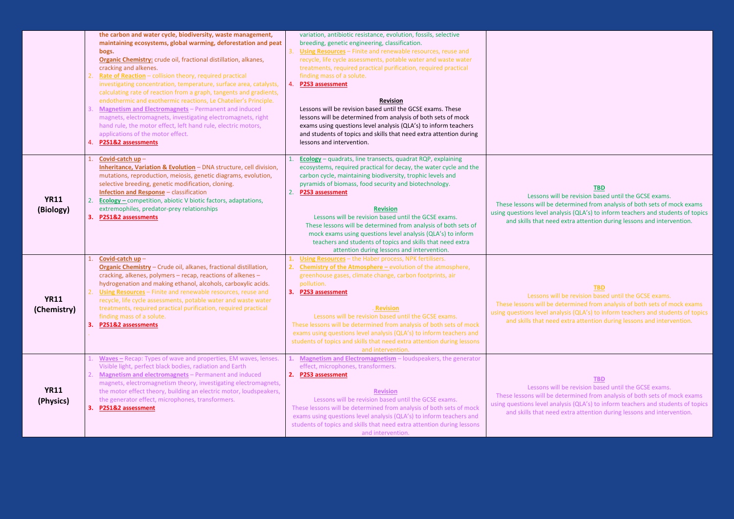| | | | |
|---|---|---|---|
| | the carbon and water cycle, biodiversity, waste management, maintaining ecosystems, global warming, deforestation and peat bogs.<br>**Organic Chemistry:** crude oil, fractional distillation, alkanes, cracking and alkenes.<br>2. **Rate of Reaction** – collision theory, required practical investigating concentration, temperature, surface area, catalysts, calculating rate of reaction from a graph, tangents and gradients, endothermic and exothermic reactions, Le Chatelier's Principle.<br>3. **Magnetism and Electromagnets** – Permanent and induced magnets, electromagnets, investigating electromagnets, right hand rule, the motor effect, left hand rule, electric motors, applications of the motor effect.<br>4. **P2S1&2 assessments** | variation, antibiotic resistance, evolution, fossils, selective breeding, genetic engineering, classification.<br>3. **Using Resources** – Finite and renewable resources, reuse and recycle, life cycle assessments, potable water and waste water treatments, required practical purification, required practical finding mass of a solute.<br>4. **P2S3 assessment**<br><br>**Revision**<br>Lessons will be revision based until the GCSE exams. These lessons will be determined from analysis of both sets of mock exams using questions level analysis (QLA's) to inform teachers and students of topics and skills that need extra attention during lessons and intervention. | |
| **YR11 (Biology)** | 1. **Covid-catch up** –<br>**Inheritance, Variation & Evolution** – DNA structure, cell division, mutations, reproduction, meiosis, genetic diagrams, evolution, selective breeding, genetic modification, cloning.<br>**Infection and Response** – classification<br>2. **Ecology –** competition, abiotic V biotic factors, adaptations, extremophiles, predator-prey relationships<br>3. **P2S1&2 assessments** | 1. **Ecology** – quadrats, line transects, quadrat RQP, explaining ecosystems, required practical for decay, the water cycle and the carbon cycle, maintaining biodiversity, trophic levels and pyramids of biomass, food security and biotechnology.<br>2. **P2S3 assessment**<br><br>**Revision**<br>Lessons will be revision based until the GCSE exams. These lessons will be determined from analysis of both sets of mock exams using questions level analysis (QLA's) to inform teachers and students of topics and skills that need extra attention during lessons and intervention. | **TBD**<br>Lessons will be revision based until the GCSE exams. These lessons will be determined from analysis of both sets of mock exams using questions level analysis (QLA's) to inform teachers and students of topics and skills that need extra attention during lessons and intervention. |
| **YR11 (Chemistry)** | 1. **Covid-catch up** –<br>**Organic Chemistry** – Crude oil, alkanes, fractional distillation, cracking, alkenes, polymers – recap, reactions of alkenes – hydrogenation and making ethanol, alcohols, carboxylic acids.<br>2. **Using Resources** – Finite and renewable resources, reuse and recycle, life cycle assessments, potable water and waste water treatments, required practical purification, required practical finding mass of a solute.<br>3. **P2S1&2 assessments**<br>. | 1. **Using Resources** – the Haber process, NPK fertilisers.<br>2. **Chemistry of the Atmosphere –** evolution of the atmosphere, greenhouse gases, climate change, carbon footprints, air pollution.<br>3. **P2S3 assessment**<br><br>. **Revision**<br>Lessons will be revision based until the GCSE exams. These lessons will be determined from analysis of both sets of mock exams using questions level analysis (QLA's) to inform teachers and students of topics and skills that need extra attention during lessons and intervention. | **TBD**<br>Lessons will be revision based until the GCSE exams. These lessons will be determined from analysis of both sets of mock exams using questions level analysis (QLA's) to inform teachers and students of topics and skills that need extra attention during lessons and intervention. |
| **YR11 (Physics)** | 1. **Waves –** Recap: Types of wave and properties, EM waves, lenses. Visible light, perfect black bodies, radiation and Earth<br>2. **Magnetism and electromagnets** – Permanent and induced magnets, electromagnetism theory, investigating electromagnets, the motor effect theory, building an electric motor, loudspeakers, the generator effect, microphones, transformers.<br>3. **P2S1&2 assessment** | 1. **Magnetism and Electromagnetism** – loudspeakers, the generator effect, microphones, transformers.<br>2. **P2S3 assessment**<br><br>**Revision**<br>Lessons will be revision based until the GCSE exams. These lessons will be determined from analysis of both sets of mock exams using questions level analysis (QLA's) to inform teachers and students of topics and skills that need extra attention during lessons and intervention. | **TBD**<br>Lessons will be revision based until the GCSE exams. These lessons will be determined from analysis of both sets of mock exams using questions level analysis (QLA's) to inform teachers and students of topics and skills that need extra attention during lessons and intervention. |